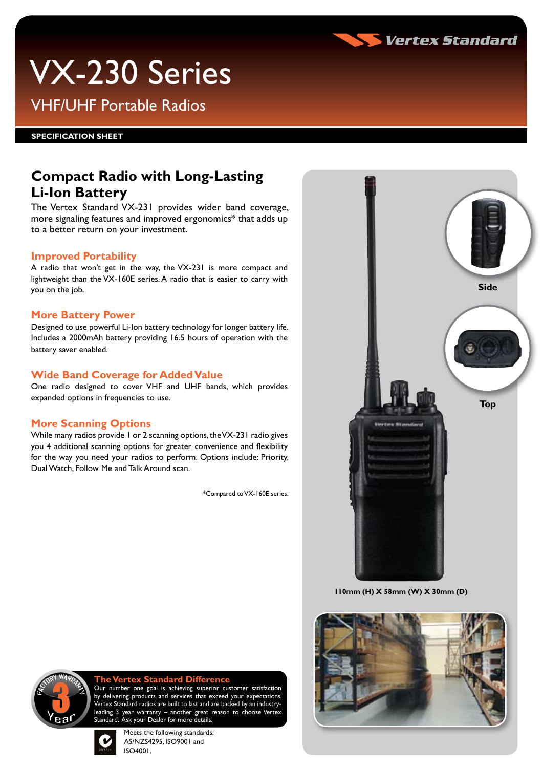Vertex Standard

# VX-230 Series

## VHF/UHF Portable Radios

**SPECIFICATION SHEET**

## Compact Radio with Long-Lasting Li-Ion Battery

The Vertex Standard VX-231 provides wider band coverage, more signaling features and improved ergonomics* that adds up to a better return on your investment.

### Improved Portability

A radio that won't get in the way, the VX-231 is more compact and lightweight than the VX-160E series. A radio that is easier to carry with you on the job.

### More Battery Power

Designed to use powerful Li-Ion battery technology for longer battery life. Includes a 2000mAh battery providing 16.5 hours of operation with the battery saver enabled.

### Wide Band Coverage for Added Value

One radio designed to cover VHF and UHF bands, which provides expanded options in frequencies to use.

### More Scanning Options

While many radios provide 1 or 2 scanning options, the VX-231 radio gives you 4 additional scanning options for greater convenience and flexibility for the way you need your radios to perform. Options include: Priority, Dual Watch, Follow Me and Talk Around scan.

*Compared to VX-160E series.

Side

Top

110mm (H) X 58mm (W) X 30mm (D)

FACTORY WARRANTY 3 Year

### The Vertex Standard Difference

Our number one goal is achieving superior customer satisfaction by delivering products and services that exceed your expectations. Vertex Standard radios are built to last and are backed by an industry-leading 3 year warranty – another great reason to choose Vertex Standard. Ask your Dealer for more details.

Meets the following standards: AS/NZS4295, ISO9001 and ISO4001.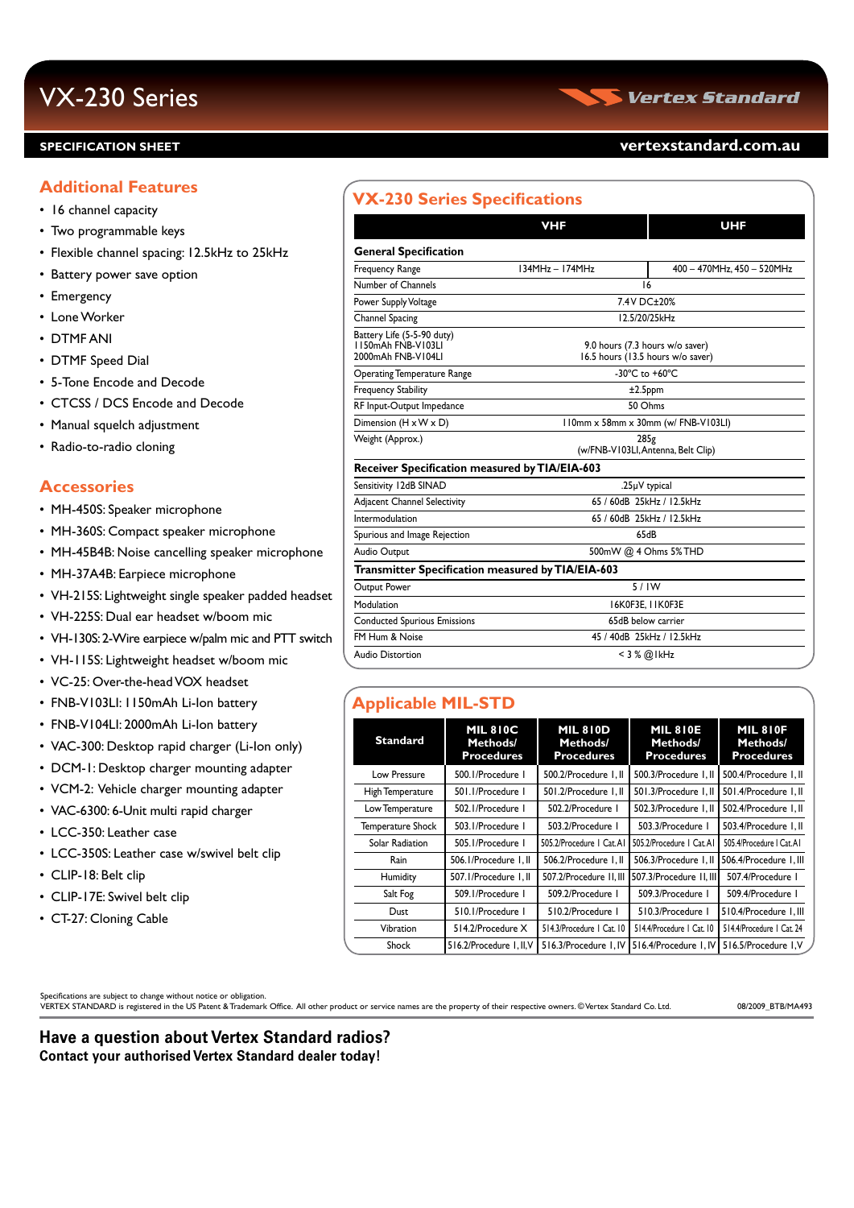# VX-230 Series

**Vertex Standard**

**SPECIFICATION SHEET** vertexstandard.com.au

## Additional Features

- 16 channel capacity
- Two programmable keys
- Flexible channel spacing: 12.5kHz to 25kHz
- Battery power save option
- Emergency
- Lone Worker
- DTMF ANI
- DTMF Speed Dial
- 5-Tone Encode and Decode
- CTCSS / DCS Encode and Decode
- Manual squelch adjustment
- Radio-to-radio cloning

## Accessories

- MH-450S: Speaker microphone
- MH-360S: Compact speaker microphone
- MH-45B4B: Noise cancelling speaker microphone
- MH-37A4B: Earpiece microphone
- VH-215S: Lightweight single speaker padded headset
- VH-225S: Dual ear headset w/boom mic
- VH-130S: 2-Wire earpiece w/palm mic and PTT switch
- VH-115S: Lightweight headset w/boom mic
- VC-25: Over-the-head VOX headset
- FNB-V103LI: 1150mAh Li-Ion battery
- FNB-V104LI: 2000mAh Li-Ion battery
- VAC-300: Desktop rapid charger (Li-Ion only)
- DCM-1: Desktop charger mounting adapter
- VCM-2: Vehicle charger mounting adapter
- VAC-6300: 6-Unit multi rapid charger
- LCC-350: Leather case
- LCC-350S: Leather case w/swivel belt clip
- CLIP-18: Belt clip
- CLIP-17E: Swivel belt clip
- CT-27: Cloning Cable

## VX-230 Series Specifications

| | VHF | UHF |
|---|---|---|
| **General Specification** | | |
| Frequency Range | 134MHz – 174MHz | 400 – 470MHz, 450 – 520MHz |
| Number of Channels | 16 | |
| Power Supply Voltage | 7.4V DC±20% | |
| Channel Spacing | 12.5/20/25kHz | |
| Battery Life (5-5-90 duty)<br>1150mAh FNB-V103LI<br>2000mAh FNB-V104LI | 9.0 hours (7.3 hours w/o saver)<br>16.5 hours (13.5 hours w/o saver) | |
| Operating Temperature Range | -30°C to +60°C | |
| Frequency Stability | ±2.5ppm | |
| RF Input-Output Impedance | 50 Ohms | |
| Dimension (H x W x D) | 110mm x 58mm x 30mm (w/ FNB-V103LI) | |
| Weight (Approx.) | 285g<br>(w/FNB-V103LI, Antenna, Belt Clip) | |
| **Receiver Specification measured by TIA/EIA-603** | | |
| Sensitivity 12dB SINAD | .25μV typical | |
| Adjacent Channel Selectivity | 65 / 60dB 25kHz / 12.5kHz | |
| Intermodulation | 65 / 60dB 25kHz / 12.5kHz | |
| Spurious and Image Rejection | 65dB | |
| Audio Output | 500mW @ 4 Ohms 5% THD | |
| **Transmitter Specification measured by TIA/EIA-603** | | |
| Output Power | 5 / 1W | |
| Modulation | 16K0F3E, 11K0F3E | |
| Conducted Spurious Emissions | 65dB below carrier | |
| FM Hum & Noise | 45 / 40dB 25kHz / 12.5kHz | |
| Audio Distortion | < 3 % @1kHz | |

## Applicable MIL-STD

| Standard | MIL 810C Methods/ Procedures | MIL 810D Methods/ Procedures | MIL 810E Methods/ Procedures | MIL 810F Methods/ Procedures |
|---|---|---|---|---|
| Low Pressure | 500.1/Procedure I | 500.2/Procedure I, II | 500.3/Procedure I, II | 500.4/Procedure I, II |
| High Temperature | 501.1/Procedure I | 501.2/Procedure I, II | 501.3/Procedure I, II | 501.4/Procedure I, II |
| Low Temperature | 502.1/Procedure I | 502.2/Procedure I | 502.3/Procedure I, II | 502.4/Procedure I, II |
| Temperature Shock | 503.1/Procedure I | 503.2/Procedure I | 503.3/Procedure I | 503.4/Procedure I, II |
| Solar Radiation | 505.1/Procedure I | 505.2/Procedure I Cat. A1 | 505.2/Procedure I Cat. A1 | 505.4/Procedure I Cat. A1 |
| Rain | 506.1/Procedure I, II | 506.2/Procedure I, II | 506.3/Procedure I, II | 506.4/Procedure I, III |
| Humidity | 507.1/Procedure I, II | 507.2/Procedure II, III | 507.3/Procedure II, III | 507.4/Procedure I |
| Salt Fog | 509.1/Procedure I | 509.2/Procedure I | 509.3/Procedure I | 509.4/Procedure I |
| Dust | 510.1/Procedure I | 510.2/Procedure I | 510.3/Procedure I | 510.4/Procedure I, III |
| Vibration | 514.2/Procedure X | 514.3/Procedure I Cat. 10 | 514.4/Procedure I Cat. 10 | 514.4/Procedure I Cat. 24 |
| Shock | 516.2/Procedure I, II, V | 516.3/Procedure I, IV | 516.4/Procedure I, IV | 516.5/Procedure I, V |

Specifications are subject to change without notice or obligation.
VERTEX STANDARD is registered in the US Patent & Trademark Office. All other product or service names are the property of their respective owners. ©Vertex Standard Co. Ltd. 08/2009_BTB/MA493

**Have a question about Vertex Standard radios?**
**Contact your authorised Vertex Standard dealer today!**